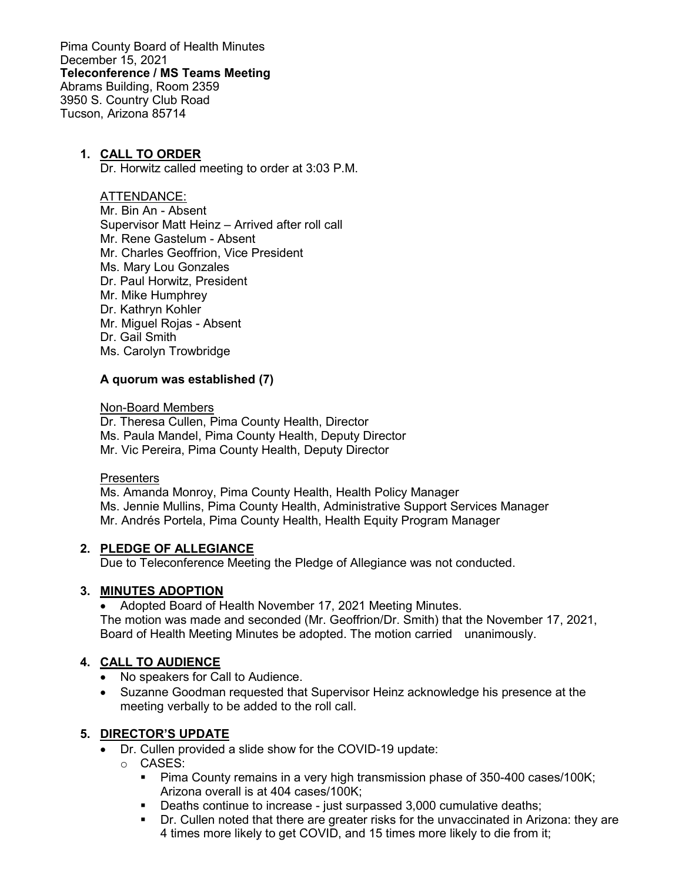Pima County Board of Health Minutes
December 15, 2021
**Teleconference / MS Teams Meeting**
Abrams Building, Room 2359
3950 S. Country Club Road
Tucson, Arizona 85714

1. **CALL TO ORDER**
   Dr. Horwitz called meeting to order at 3:03 P.M.

   ATTENDANCE:
   Mr. Bin An - Absent
   Supervisor Matt Heinz – Arrived after roll call
   Mr. Rene Gastelum - Absent
   Mr. Charles Geoffrion, Vice President
   Ms. Mary Lou Gonzales
   Dr. Paul Horwitz, President
   Mr. Mike Humphrey
   Dr. Kathryn Kohler
   Mr. Miguel Rojas - Absent
   Dr. Gail Smith
   Ms. Carolyn Trowbridge

   **A quorum was established (7)**

   Non-Board Members
   Dr. Theresa Cullen, Pima County Health, Director
   Ms. Paula Mandel, Pima County Health, Deputy Director
   Mr. Vic Pereira, Pima County Health, Deputy Director

   Presenters
   Ms. Amanda Monroy, Pima County Health, Health Policy Manager
   Ms. Jennie Mullins, Pima County Health, Administrative Support Services Manager
   Mr. Andrés Portela, Pima County Health, Health Equity Program Manager

2. **PLEDGE OF ALLEGIANCE**
   Due to Teleconference Meeting the Pledge of Allegiance was not conducted.

3. **MINUTES ADOPTION**
   - Adopted Board of Health November 17, 2021 Meeting Minutes.

   The motion was made and seconded (Mr. Geoffrion/Dr. Smith) that the November 17, 2021, Board of Health Meeting Minutes be adopted. The motion carried unanimously.

4. **CALL TO AUDIENCE**
   - No speakers for Call to Audience.
   - Suzanne Goodman requested that Supervisor Heinz acknowledge his presence at the meeting verbally to be added to the roll call.

5. **DIRECTOR'S UPDATE**
   - Dr. Cullen provided a slide show for the COVID-19 update:
     - CASES:
       - Pima County remains in a very high transmission phase of 350-400 cases/100K; Arizona overall is at 404 cases/100K;
       - Deaths continue to increase - just surpassed 3,000 cumulative deaths;
       - Dr. Cullen noted that there are greater risks for the unvaccinated in Arizona: they are 4 times more likely to get COVID, and 15 times more likely to die from it;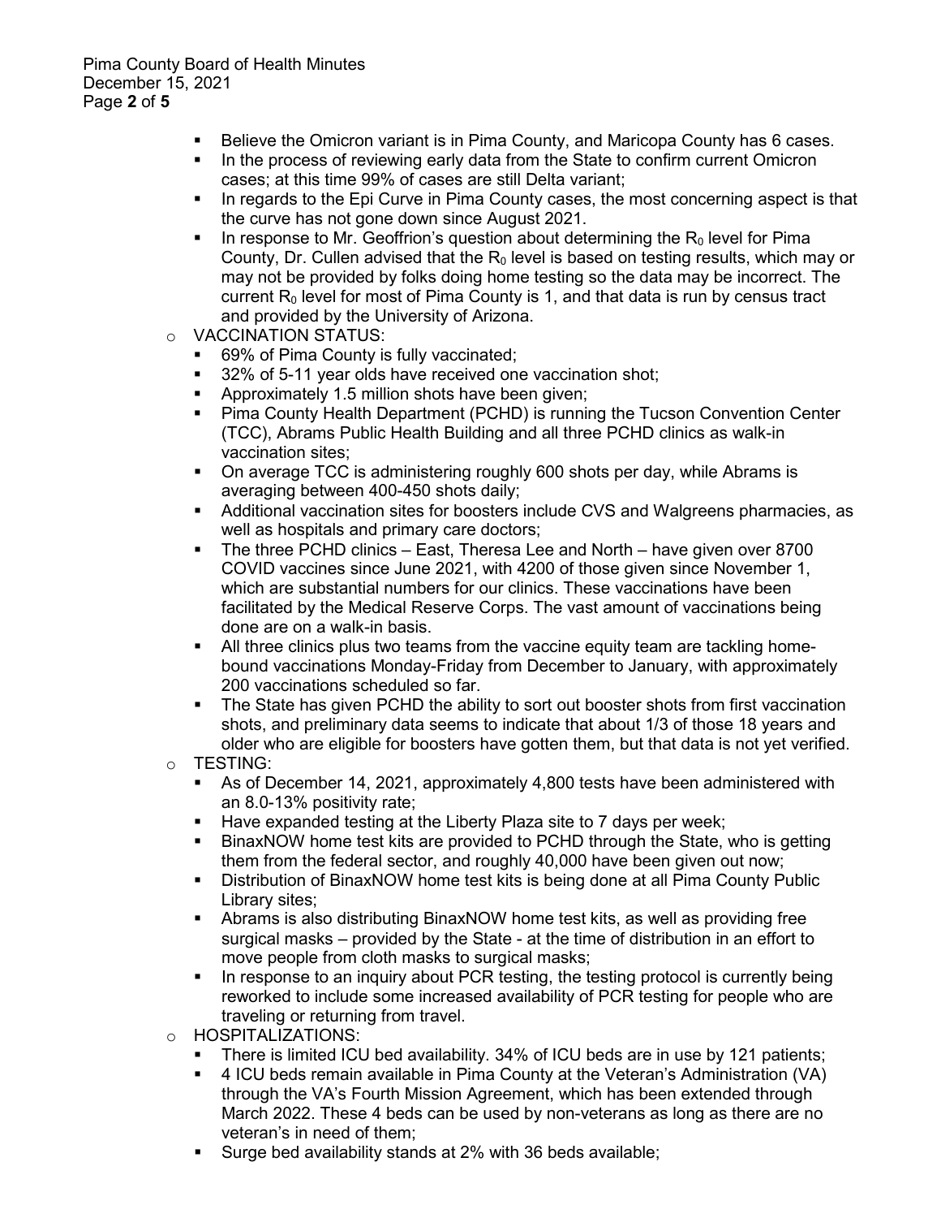- Believe the Omicron variant is in Pima County, and Maricopa County has 6 cases.
- In the process of reviewing early data from the State to confirm current Omicron cases; at this time 99% of cases are still Delta variant;
- In regards to the Epi Curve in Pima County cases, the most concerning aspect is that the curve has not gone down since August 2021.
- In response to Mr. Geoffrion's question about determining the $R_0$ level for Pima County, Dr. Cullen advised that the $R_0$ level is based on testing results, which may or may not be provided by folks doing home testing so the data may be incorrect. The current $R_0$ level for most of Pima County is 1, and that data is run by census tract and provided by the University of Arizona.

- VACCINATION STATUS:
  - 69% of Pima County is fully vaccinated;
  - 32% of 5-11 year olds have received one vaccination shot;
  - Approximately 1.5 million shots have been given;
  - Pima County Health Department (PCHD) is running the Tucson Convention Center (TCC), Abrams Public Health Building and all three PCHD clinics as walk-in vaccination sites;
  - On average TCC is administering roughly 600 shots per day, while Abrams is averaging between 400-450 shots daily;
  - Additional vaccination sites for boosters include CVS and Walgreens pharmacies, as well as hospitals and primary care doctors;
  - The three PCHD clinics – East, Theresa Lee and North – have given over 8700 COVID vaccines since June 2021, with 4200 of those given since November 1, which are substantial numbers for our clinics. These vaccinations have been facilitated by the Medical Reserve Corps. The vast amount of vaccinations being done are on a walk-in basis.
  - All three clinics plus two teams from the vaccine equity team are tackling home-bound vaccinations Monday-Friday from December to January, with approximately 200 vaccinations scheduled so far.
  - The State has given PCHD the ability to sort out booster shots from first vaccination shots, and preliminary data seems to indicate that about 1/3 of those 18 years and older who are eligible for boosters have gotten them, but that data is not yet verified.
- TESTING:
  - As of December 14, 2021, approximately 4,800 tests have been administered with an 8.0-13% positivity rate;
  - Have expanded testing at the Liberty Plaza site to 7 days per week;
  - BinaxNOW home test kits are provided to PCHD through the State, who is getting them from the federal sector, and roughly 40,000 have been given out now;
  - Distribution of BinaxNOW home test kits is being done at all Pima County Public Library sites;
  - Abrams is also distributing BinaxNOW home test kits, as well as providing free surgical masks – provided by the State - at the time of distribution in an effort to move people from cloth masks to surgical masks;
  - In response to an inquiry about PCR testing, the testing protocol is currently being reworked to include some increased availability of PCR testing for people who are traveling or returning from travel.
- HOSPITALIZATIONS:
  - There is limited ICU bed availability. 34% of ICU beds are in use by 121 patients;
  - 4 ICU beds remain available in Pima County at the Veteran's Administration (VA) through the VA's Fourth Mission Agreement, which has been extended through March 2022. These 4 beds can be used by non-veterans as long as there are no veteran's in need of them;
  - Surge bed availability stands at 2% with 36 beds available;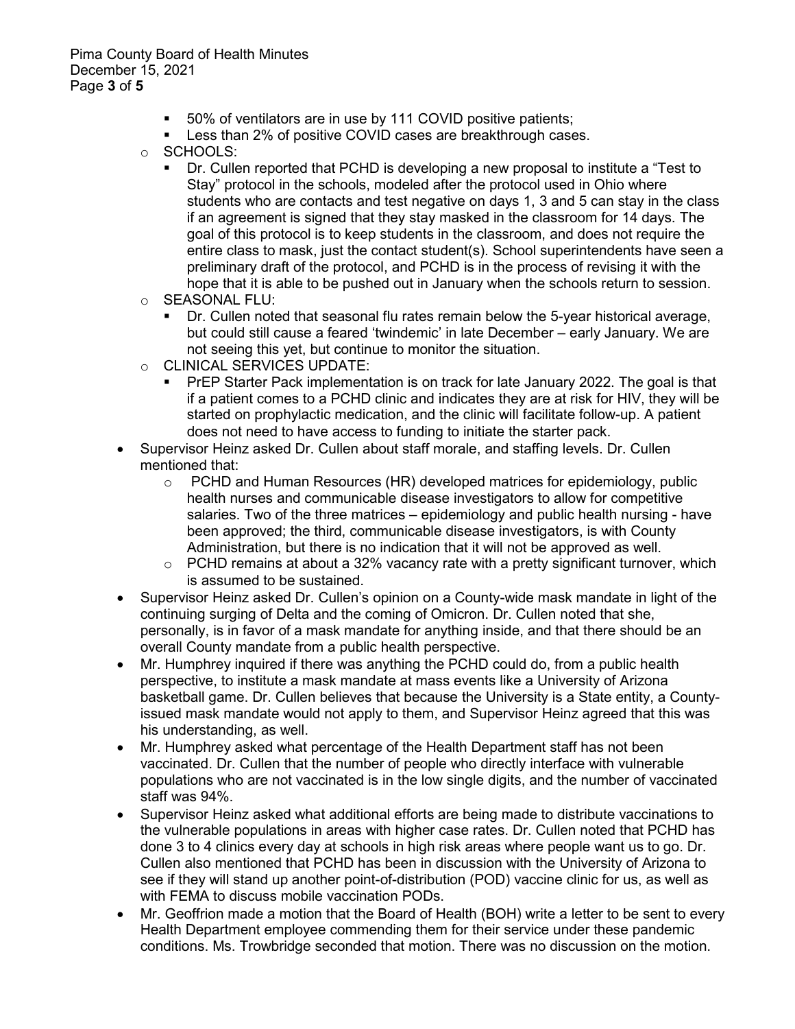- 50% of ventilators are in use by 111 COVID positive patients;
    - Less than 2% of positive COVID cases are breakthrough cases.
  - SCHOOLS:
    - Dr. Cullen reported that PCHD is developing a new proposal to institute a "Test to Stay" protocol in the schools, modeled after the protocol used in Ohio where students who are contacts and test negative on days 1, 3 and 5 can stay in the class if an agreement is signed that they stay masked in the classroom for 14 days. The goal of this protocol is to keep students in the classroom, and does not require the entire class to mask, just the contact student(s). School superintendents have seen a preliminary draft of the protocol, and PCHD is in the process of revising it with the hope that it is able to be pushed out in January when the schools return to session.
  - SEASONAL FLU:
    - Dr. Cullen noted that seasonal flu rates remain below the 5-year historical average, but could still cause a feared 'twindemic' in late December – early January. We are not seeing this yet, but continue to monitor the situation.
  - CLINICAL SERVICES UPDATE:
    - PrEP Starter Pack implementation is on track for late January 2022. The goal is that if a patient comes to a PCHD clinic and indicates they are at risk for HIV, they will be started on prophylactic medication, and the clinic will facilitate follow-up. A patient does not need to have access to funding to initiate the starter pack.
- Supervisor Heinz asked Dr. Cullen about staff morale, and staffing levels. Dr. Cullen mentioned that:
  - PCHD and Human Resources (HR) developed matrices for epidemiology, public health nurses and communicable disease investigators to allow for competitive salaries. Two of the three matrices – epidemiology and public health nursing - have been approved; the third, communicable disease investigators, is with County Administration, but there is no indication that it will not be approved as well.
  - PCHD remains at about a 32% vacancy rate with a pretty significant turnover, which is assumed to be sustained.
- Supervisor Heinz asked Dr. Cullen's opinion on a County-wide mask mandate in light of the continuing surging of Delta and the coming of Omicron. Dr. Cullen noted that she, personally, is in favor of a mask mandate for anything inside, and that there should be an overall County mandate from a public health perspective.
- Mr. Humphrey inquired if there was anything the PCHD could do, from a public health perspective, to institute a mask mandate at mass events like a University of Arizona basketball game. Dr. Cullen believes that because the University is a State entity, a County-issued mask mandate would not apply to them, and Supervisor Heinz agreed that this was his understanding, as well.
- Mr. Humphrey asked what percentage of the Health Department staff has not been vaccinated. Dr. Cullen that the number of people who directly interface with vulnerable populations who are not vaccinated is in the low single digits, and the number of vaccinated staff was 94%.
- Supervisor Heinz asked what additional efforts are being made to distribute vaccinations to the vulnerable populations in areas with higher case rates. Dr. Cullen noted that PCHD has done 3 to 4 clinics every day at schools in high risk areas where people want us to go. Dr. Cullen also mentioned that PCHD has been in discussion with the University of Arizona to see if they will stand up another point-of-distribution (POD) vaccine clinic for us, as well as with FEMA to discuss mobile vaccination PODs.
- Mr. Geoffrion made a motion that the Board of Health (BOH) write a letter to be sent to every Health Department employee commending them for their service under these pandemic conditions. Ms. Trowbridge seconded that motion. There was no discussion on the motion.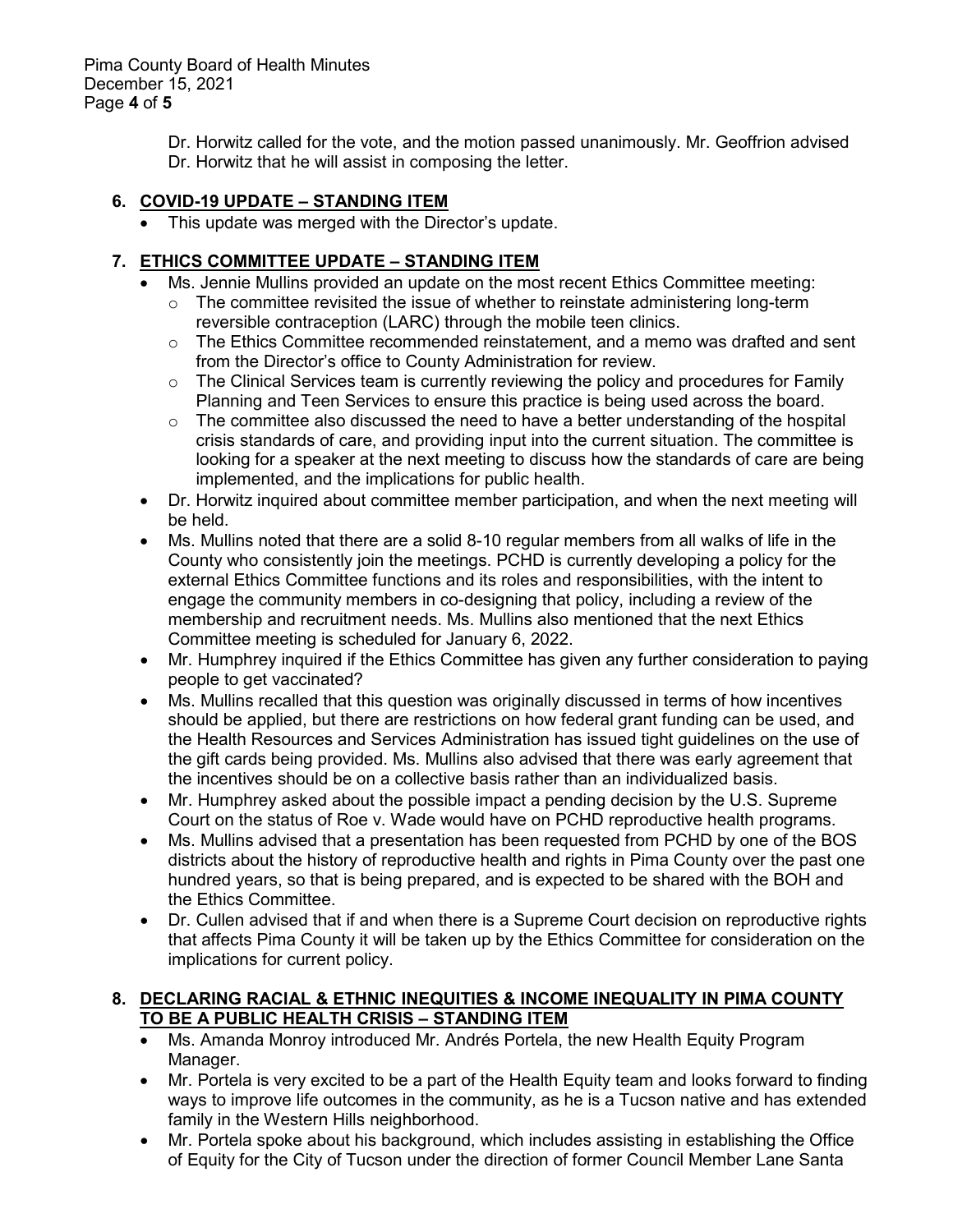Dr. Horwitz called for the vote, and the motion passed unanimously. Mr. Geoffrion advised Dr. Horwitz that he will assist in composing the letter.

**6. COVID-19 UPDATE – STANDING ITEM**

- This update was merged with the Director's update.

**7. ETHICS COMMITTEE UPDATE – STANDING ITEM**

- Ms. Jennie Mullins provided an update on the most recent Ethics Committee meeting:
  - The committee revisited the issue of whether to reinstate administering long-term reversible contraception (LARC) through the mobile teen clinics.
  - The Ethics Committee recommended reinstatement, and a memo was drafted and sent from the Director's office to County Administration for review.
  - The Clinical Services team is currently reviewing the policy and procedures for Family Planning and Teen Services to ensure this practice is being used across the board.
  - The committee also discussed the need to have a better understanding of the hospital crisis standards of care, and providing input into the current situation. The committee is looking for a speaker at the next meeting to discuss how the standards of care are being implemented, and the implications for public health.
- Dr. Horwitz inquired about committee member participation, and when the next meeting will be held.
- Ms. Mullins noted that there are a solid 8-10 regular members from all walks of life in the County who consistently join the meetings. PCHD is currently developing a policy for the external Ethics Committee functions and its roles and responsibilities, with the intent to engage the community members in co-designing that policy, including a review of the membership and recruitment needs. Ms. Mullins also mentioned that the next Ethics Committee meeting is scheduled for January 6, 2022.
- Mr. Humphrey inquired if the Ethics Committee has given any further consideration to paying people to get vaccinated?
- Ms. Mullins recalled that this question was originally discussed in terms of how incentives should be applied, but there are restrictions on how federal grant funding can be used, and the Health Resources and Services Administration has issued tight guidelines on the use of the gift cards being provided. Ms. Mullins also advised that there was early agreement that the incentives should be on a collective basis rather than an individualized basis.
- Mr. Humphrey asked about the possible impact a pending decision by the U.S. Supreme Court on the status of Roe v. Wade would have on PCHD reproductive health programs.
- Ms. Mullins advised that a presentation has been requested from PCHD by one of the BOS districts about the history of reproductive health and rights in Pima County over the past one hundred years, so that is being prepared, and is expected to be shared with the BOH and the Ethics Committee.
- Dr. Cullen advised that if and when there is a Supreme Court decision on reproductive rights that affects Pima County it will be taken up by the Ethics Committee for consideration on the implications for current policy.

**8. DECLARING RACIAL & ETHNIC INEQUITIES & INCOME INEQUALITY IN PIMA COUNTY TO BE A PUBLIC HEALTH CRISIS – STANDING ITEM**

- Ms. Amanda Monroy introduced Mr. Andrés Portela, the new Health Equity Program Manager.
- Mr. Portela is very excited to be a part of the Health Equity team and looks forward to finding ways to improve life outcomes in the community, as he is a Tucson native and has extended family in the Western Hills neighborhood.
- Mr. Portela spoke about his background, which includes assisting in establishing the Office of Equity for the City of Tucson under the direction of former Council Member Lane Santa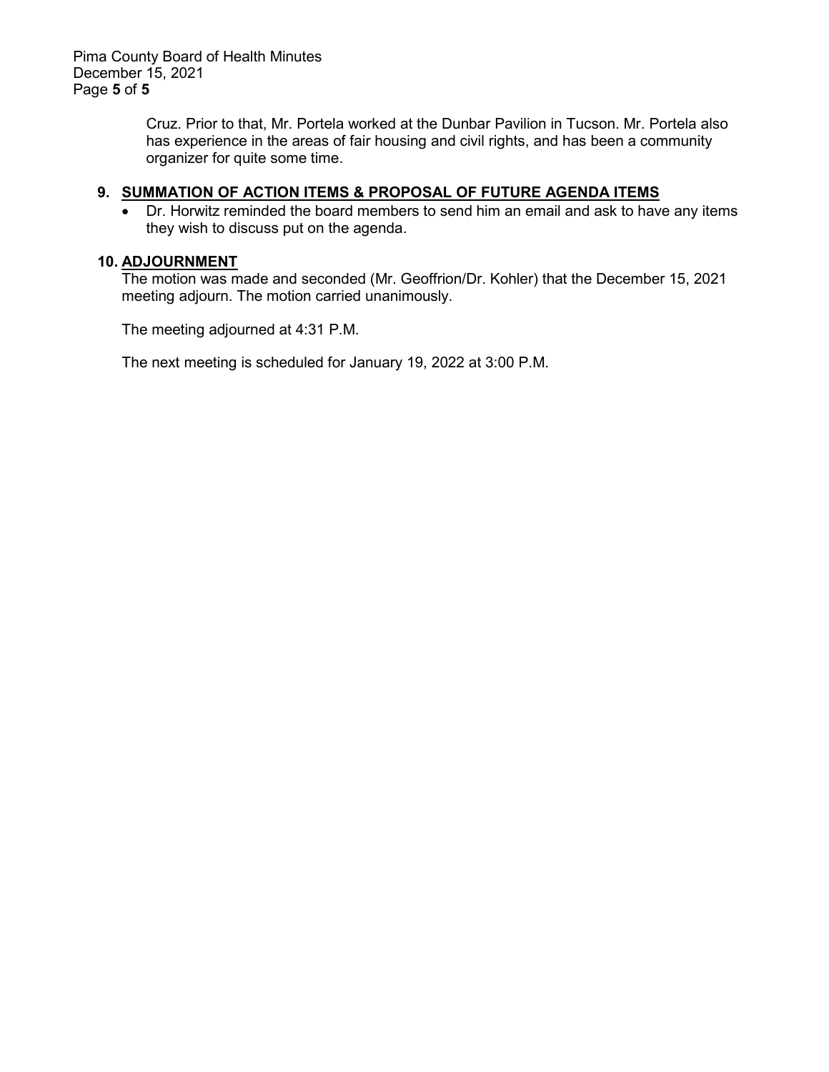Cruz. Prior to that, Mr. Portela worked at the Dunbar Pavilion in Tucson. Mr. Portela also has experience in the areas of fair housing and civil rights, and has been a community organizer for quite some time.

## 9. SUMMATION OF ACTION ITEMS & PROPOSAL OF FUTURE AGENDA ITEMS

- Dr. Horwitz reminded the board members to send him an email and ask to have any items they wish to discuss put on the agenda.

## 10. ADJOURNMENT

The motion was made and seconded (Mr. Geoffrion/Dr. Kohler) that the December 15, 2021 meeting adjourn. The motion carried unanimously.

The meeting adjourned at 4:31 P.M.

The next meeting is scheduled for January 19, 2022 at 3:00 P.M.